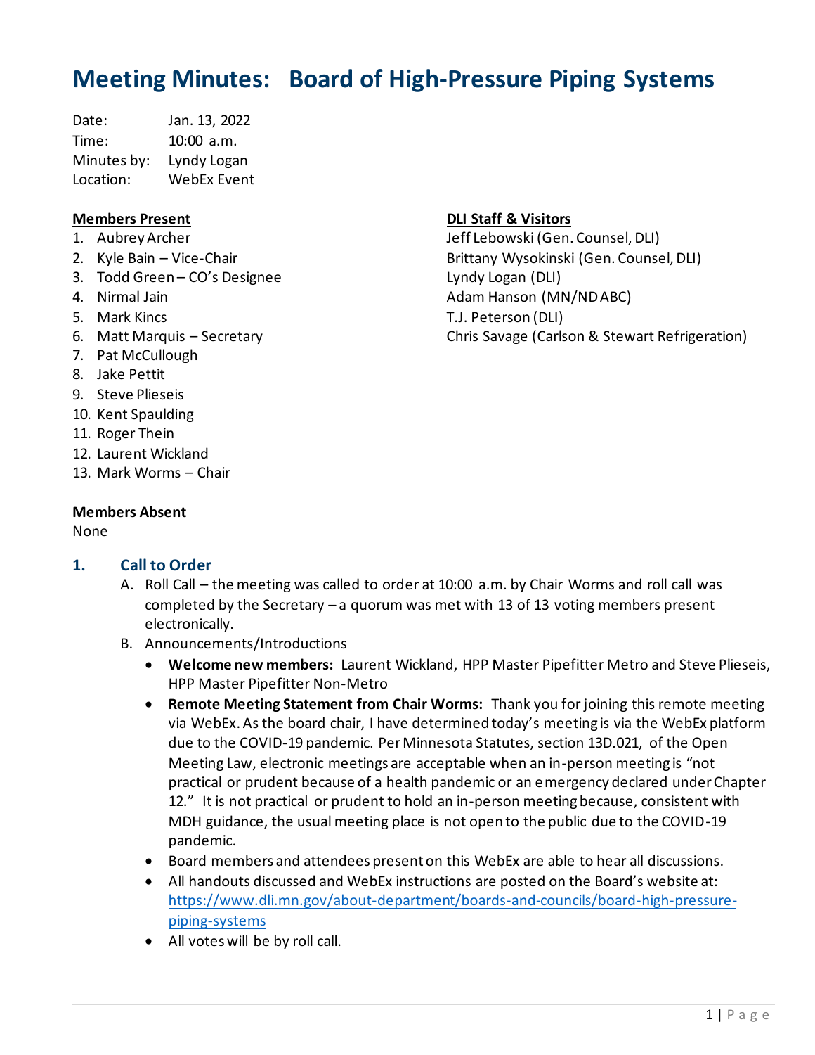# Meeting Minutes: Board of High-Pressure Piping Systems

Date: Jan. 13, 2022
Time: 10:00 a.m.
Minutes by: Lyndy Logan
Location: WebEx Event

**Members Present**

1. Aubrey Archer
2. Kyle Bain – Vice-Chair
3. Todd Green – CO's Designee
4. Nirmal Jain
5. Mark Kincs
6. Matt Marquis – Secretary
7. Pat McCullough
8. Jake Pettit
9. Steve Plieseis
10. Kent Spaulding
11. Roger Thein
12. Laurent Wickland
13. Mark Worms – Chair

**DLI Staff & Visitors**

Jeff Lebowski (Gen. Counsel, DLI)
Brittany Wysokinski (Gen. Counsel, DLI)
Lyndy Logan (DLI)
Adam Hanson (MN/ND ABC)
T.J. Peterson (DLI)
Chris Savage (Carlson & Stewart Refrigeration)

**Members Absent**

None

## 1. Call to Order

A. Roll Call – the meeting was called to order at 10:00 a.m. by Chair Worms and roll call was completed by the Secretary – a quorum was met with 13 of 13 voting members present electronically.

B. Announcements/Introductions

- **Welcome new members:** Laurent Wickland, HPP Master Pipefitter Metro and Steve Plieseis, HPP Master Pipefitter Non-Metro
- **Remote Meeting Statement from Chair Worms:** Thank you for joining this remote meeting via WebEx. As the board chair, I have determined today's meeting is via the WebEx platform due to the COVID-19 pandemic. Per Minnesota Statutes, section 13D.021, of the Open Meeting Law, electronic meetings are acceptable when an in-person meeting is "not practical or prudent because of a health pandemic or an emergency declared under Chapter 12." It is not practical or prudent to hold an in-person meeting because, consistent with MDH guidance, the usual meeting place is not open to the public due to the COVID-19 pandemic.
- Board members and attendees present on this WebEx are able to hear all discussions.
- All handouts discussed and WebEx instructions are posted on the Board's website at: https://www.dli.mn.gov/about-department/boards-and-councils/board-high-pressure-piping-systems
- All votes will be by roll call.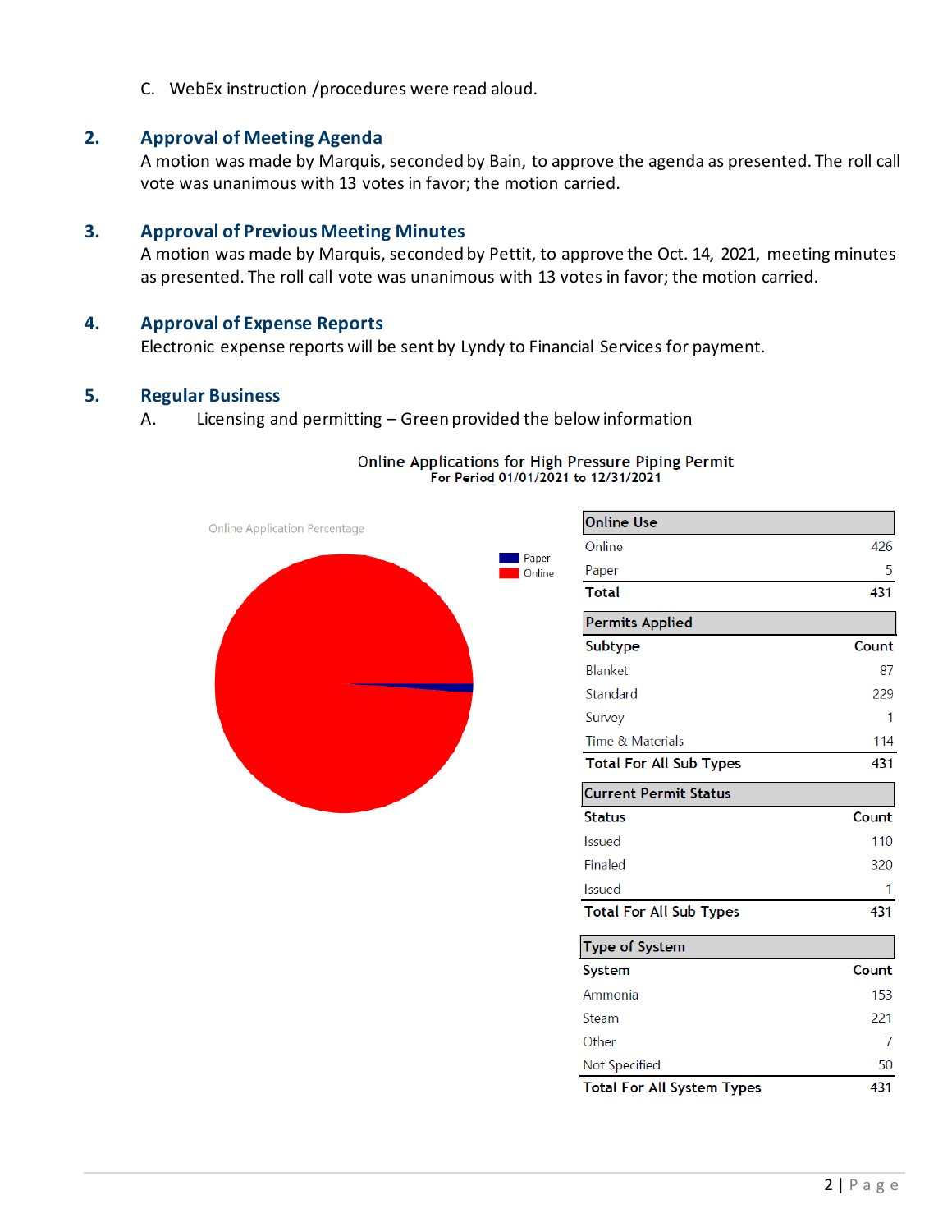C. WebEx instruction /procedures were read aloud.

## 2. Approval of Meeting Agenda

A motion was made by Marquis, seconded by Bain, to approve the agenda as presented. The roll call vote was unanimous with 13 votes in favor; the motion carried.

## 3. Approval of Previous Meeting Minutes

A motion was made by Marquis, seconded by Pettit, to approve the Oct. 14, 2021, meeting minutes as presented. The roll call vote was unanimous with 13 votes in favor; the motion carried.

## 4. Approval of Expense Reports

Electronic expense reports will be sent by Lyndy to Financial Services for payment.

## 5. Regular Business

A. Licensing and permitting – Green provided the below information

**Online Applications for High Pressure Piping Permit**
**For Period 01/01/2021 to 12/31/2021**

Online Application Percentage

Paper
Online

| Online Use | |
|---|---|
| Online | 426 |
| Paper | 5 |
| **Total** | **431** |

| Permits Applied | |
|---|---|
| **Subtype** | **Count** |
| Blanket | 87 |
| Standard | 229 |
| Survey | 1 |
| Time & Materials | 114 |
| **Total For All Sub Types** | **431** |

| Current Permit Status | |
|---|---|
| **Status** | **Count** |
| Issued | 110 |
| Finaled | 320 |
| Issued | 1 |
| **Total For All Sub Types** | **431** |

| Type of System | |
|---|---|
| **System** | **Count** |
| Ammonia | 153 |
| Steam | 221 |
| Other | 7 |
| Not Specified | 50 |
| **Total For All System Types** | **431** |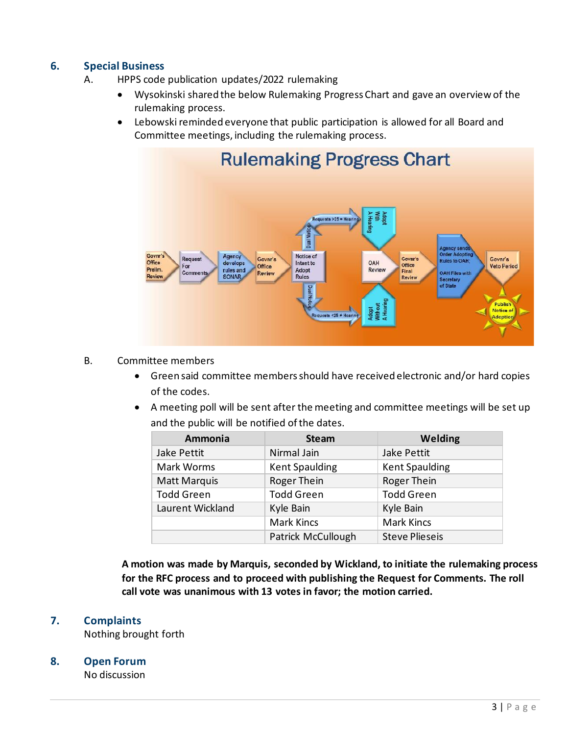## 6. Special Business

A. HPPS code publication updates/2022 rulemaking

- Wysokinski shared the below Rulemaking Progress Chart and gave an overview of the rulemaking process.
- Lebowski reminded everyone that public participation is allowed for all Board and Committee meetings, including the rulemaking process.

Rulemaking Progress Chart

Govnr's Office Prelim. Review → Request For Comments → Agency develops rules and SONAR → Govnr's Office Review → Notice of Intent to Adopt Rules → Dual Notice → Requests >25 = Hearing → Adopt With A Hearing / Dual Notice → Requests <25 ≠ Hearing → Adopt Without A Hearing → OAH Review → Govnr's Office Final Review → Agency sends Order Adopting Rules to OAH; OAH Files with Secretary of State → Govnr's Veto Period → Publish Notice of Adoption

B. Committee members

- Green said committee members should have received electronic and/or hard copies of the codes.
- A meeting poll will be sent after the meeting and committee meetings will be set up and the public will be notified of the dates.

| Ammonia | Steam | Welding |
|---|---|---|
| Jake Pettit | Nirmal Jain | Jake Pettit |
| Mark Worms | Kent Spaulding | Kent Spaulding |
| Matt Marquis | Roger Thein | Roger Thein |
| Todd Green | Todd Green | Todd Green |
| Laurent Wickland | Kyle Bain | Kyle Bain |
| | Mark Kincs | Mark Kincs |
| | Patrick McCullough | Steve Plieseis |

**A motion was made by Marquis, seconded by Wickland, to initiate the rulemaking process for the RFC process and to proceed with publishing the Request for Comments. The roll call vote was unanimous with 13 votes in favor; the motion carried.**

## 7. Complaints

Nothing brought forth

## 8. Open Forum

No discussion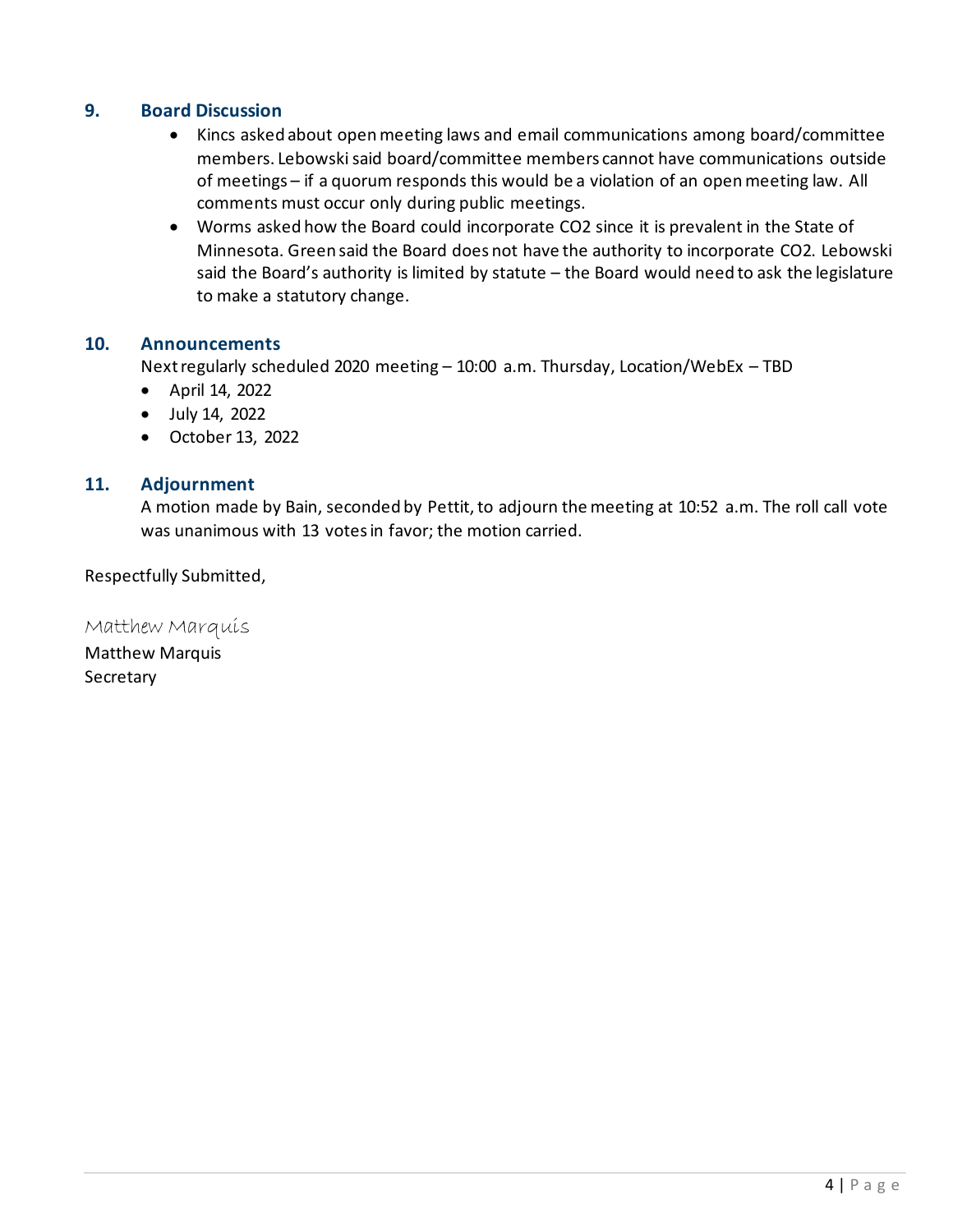## 9. Board Discussion

- Kincs asked about open meeting laws and email communications among board/committee members. Lebowski said board/committee members cannot have communications outside of meetings – if a quorum responds this would be a violation of an open meeting law. All comments must occur only during public meetings.
- Worms asked how the Board could incorporate $CO_2$ since it is prevalent in the State of Minnesota. Green said the Board does not have the authority to incorporate $CO_2$. Lebowski said the Board's authority is limited by statute – the Board would need to ask the legislature to make a statutory change.

## 10. Announcements

Next regularly scheduled 2020 meeting – 10:00 a.m. Thursday, Location/WebEx – TBD

- April 14, 2022
- July 14, 2022
- October 13, 2022

## 11. Adjournment

A motion made by Bain, seconded by Pettit, to adjourn the meeting at 10:52 a.m. The roll call vote was unanimous with 13 votes in favor; the motion carried.

Respectfully Submitted,

*Matthew Marquis*

Matthew Marquis
Secretary